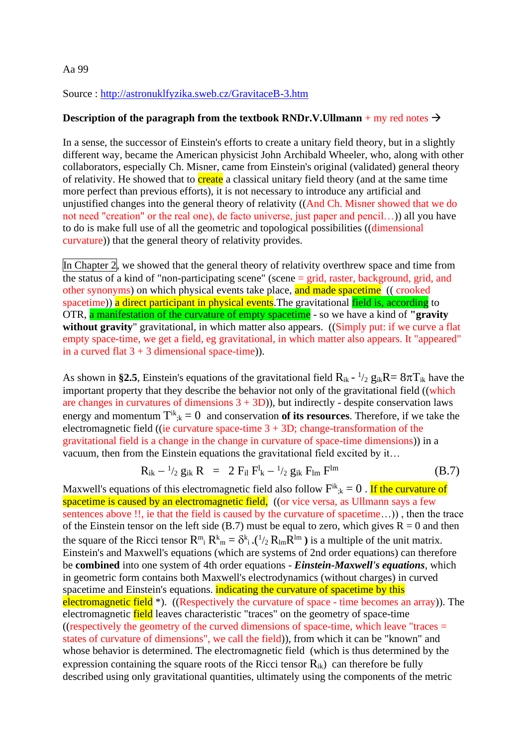Aa 99

Source : http://astronuklfyzika.sweb.cz/GravitaceB-3.htm

**Description of the paragraph from the textbook RNDr.V.Ullmann** + my red notes →

In a sense, the successor of Einstein's efforts to create a unitary field theory, but in a slightly different way, became the American physicist John Archibald Wheeler, who, along with other collaborators, especially Ch. Misner, came from Einstein's original (validated) general theory of relativity. He showed that to create a classical unitary field theory (and at the same time more perfect than previous efforts), it is not necessary to introduce any artificial and unjustified changes into the general theory of relativity ((And Ch. Misner showed that we do not need "creation" or the real one), de facto universe, just paper and pencil…)) all you have to do is make full use of all the geometric and topological possibilities ((dimensional curvature)) that the general theory of relativity provides.

In Chapter 2, we showed that the general theory of relativity overthrew space and time from the status of a kind of "non-participating scene" (scene = grid, raster, background, grid, and other synonyms) on which physical events take place, and made spacetime (( crooked spacetime)) a direct participant in physical events.The gravitational field is, according to OTR, a manifestation of the curvature of empty spacetime - so we have a kind of **"gravity without gravity"** gravitational, in which matter also appears. ((Simply put: if we curve a flat empty space-time, we get a field, eg gravitational, in which matter also appears. It "appeared" in a curved flat 3 + 3 dimensional space-time)).

As shown in **§2.5**, Einstein's equations of the gravitational field $R_{ik} - {}^1/_2\, g_{ik}R = 8\pi T_{ik}$ have the important property that they describe the behavior not only of the gravitational field ((which are changes in curvatures of dimensions 3 + 3D)), but indirectly - despite conservation laws energy and momentum $T^{ik}{}_{;k} = 0$ and conservation **of its resources**. Therefore, if we take the electromagnetic field ((ie curvature space-time 3 + 3D; change-transformation of the gravitational field is a change in the change in curvature of space-time dimensions)) in a vacuum, then from the Einstein equations the gravitational field excited by it…

$$R_{ik} - {}^1/_2\, g_{ik}\, R \;=\; 2\, F_{il}\, F^l{}_k - {}^1/_2\, g_{ik}\, F_{lm}\, F^{lm} \qquad \text{(B.7)}$$

Maxwell's equations of this electromagnetic field also follow $F^{ik}{}_{;k} = 0$ . If the curvature of spacetime is caused by an electromagnetic field, ((or vice versa, as Ullmann says a few sentences above !!, ie that the field is caused by the curvature of spacetime…)) , then the trace of the Einstein tensor on the left side (B.7) must be equal to zero, which gives R = 0 and then the square of the Ricci tensor $R^m{}_i\, R^k{}_m = \delta^k{}_i\, .({}^1/_2\, R_{lm}R^{lm}\,)$ is a multiple of the unit matrix. Einstein's and Maxwell's equations (which are systems of 2nd order equations) can therefore be **combined** into one system of 4th order equations - ***Einstein-Maxwell's equations***, which in geometric form contains both Maxwell's electrodynamics (without charges) in curved spacetime and Einstein's equations. indicating the curvature of spacetime by this electromagnetic field *). ((Respectively the curvature of space - time becomes an array)). The electromagnetic field leaves characteristic "traces" on the geometry of space-time ((respectively the geometry of the curved dimensions of space-time, which leave "traces = states of curvature of dimensions", we call the field)), from which it can be "known" and whose behavior is determined. The electromagnetic field (which is thus determined by the expression containing the square roots of the Ricci tensor $R_{ik}$) can therefore be fully described using only gravitational quantities, ultimately using the components of the metric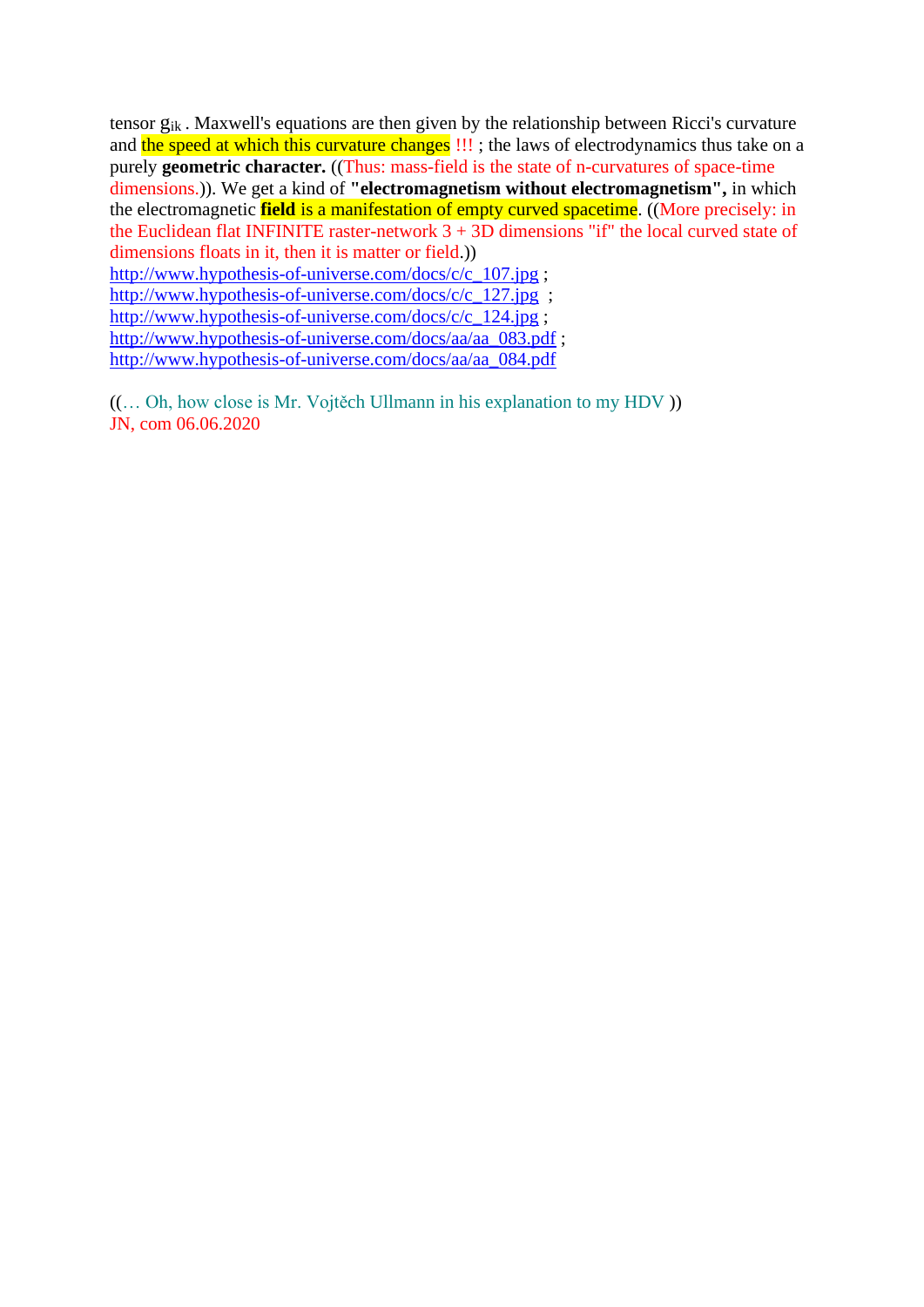tensor $g_{ik}$ . Maxwell's equations are then given by the relationship between Ricci's curvature and the speed at which this curvature changes !!! ; the laws of electrodynamics thus take on a purely **geometric character.** ((Thus: mass-field is the state of n-curvatures of space-time dimensions.)). We get a kind of **"electromagnetism without electromagnetism",** in which the electromagnetic **field** is a manifestation of empty curved spacetime. ((More precisely: in the Euclidean flat INFINITE raster-network 3 + 3D dimensions "if" the local curved state of dimensions floats in it, then it is matter or field.))

http://www.hypothesis-of-universe.com/docs/c/c_107.jpg ;
http://www.hypothesis-of-universe.com/docs/c/c_127.jpg ;
http://www.hypothesis-of-universe.com/docs/c/c_124.jpg ;
http://www.hypothesis-of-universe.com/docs/aa/aa_083.pdf ;
http://www.hypothesis-of-universe.com/docs/aa/aa_084.pdf

((… Oh, how close is Mr. Vojtěch Ullmann in his explanation to my HDV ))
JN, com 06.06.2020